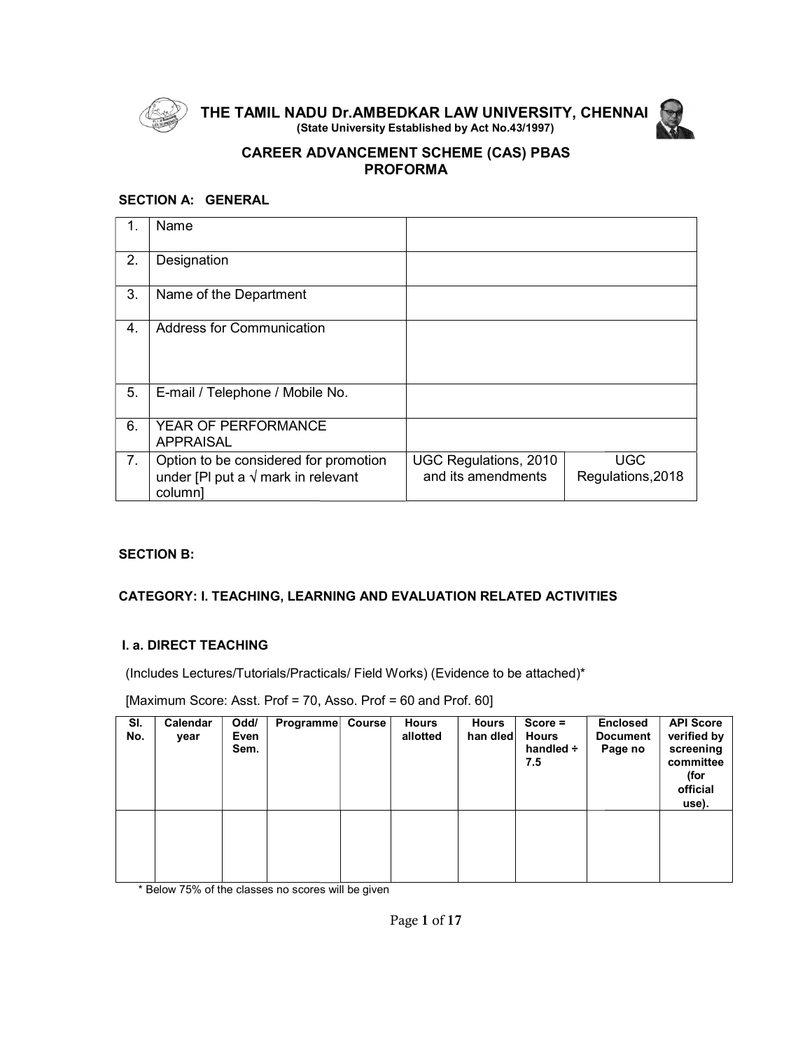# THE TAMIL NADU Dr.AMBEDKAR LAW UNIVERSITY, CHENNAI

**(State University Established by Act No.43/1997)**

## CAREER ADVANCEMENT SCHEME (CAS) PBAS PROFORMA

### SECTION A: GENERAL

| 1. | Name | | |
|---|---|---|---|
| 2. | Designation | | |
| 3. | Name of the Department | | |
| 4. | Address for Communication | | |
| 5. | E-mail / Telephone / Mobile No. | | |
| 6. | YEAR OF PERFORMANCE APPRAISAL | | |
| 7. | Option to be considered for promotion under [Pl put a √ mark in relevant column] | UGC Regulations, 2010 and its amendments | UGC Regulations,2018 |

### SECTION B:

### CATEGORY: I. TEACHING, LEARNING AND EVALUATION RELATED ACTIVITIES

#### I. a. DIRECT TEACHING

(Includes Lectures/Tutorials/Practicals/ Field Works) (Evidence to be attached)*

[Maximum Score: Asst. Prof = 70, Asso. Prof = 60 and Prof. 60]

| Sl. No. | Calendar year | Odd/ Even Sem. | Programme | Course | Hours allotted | Hours han dled | Score = Hours handled ÷ 7.5 | Enclosed Document Page no | API Score verified by screening committee (for official use). |
|---|---|---|---|---|---|---|---|---|---|
| | | | | | | | | | |

* Below 75% of the classes no scores will be given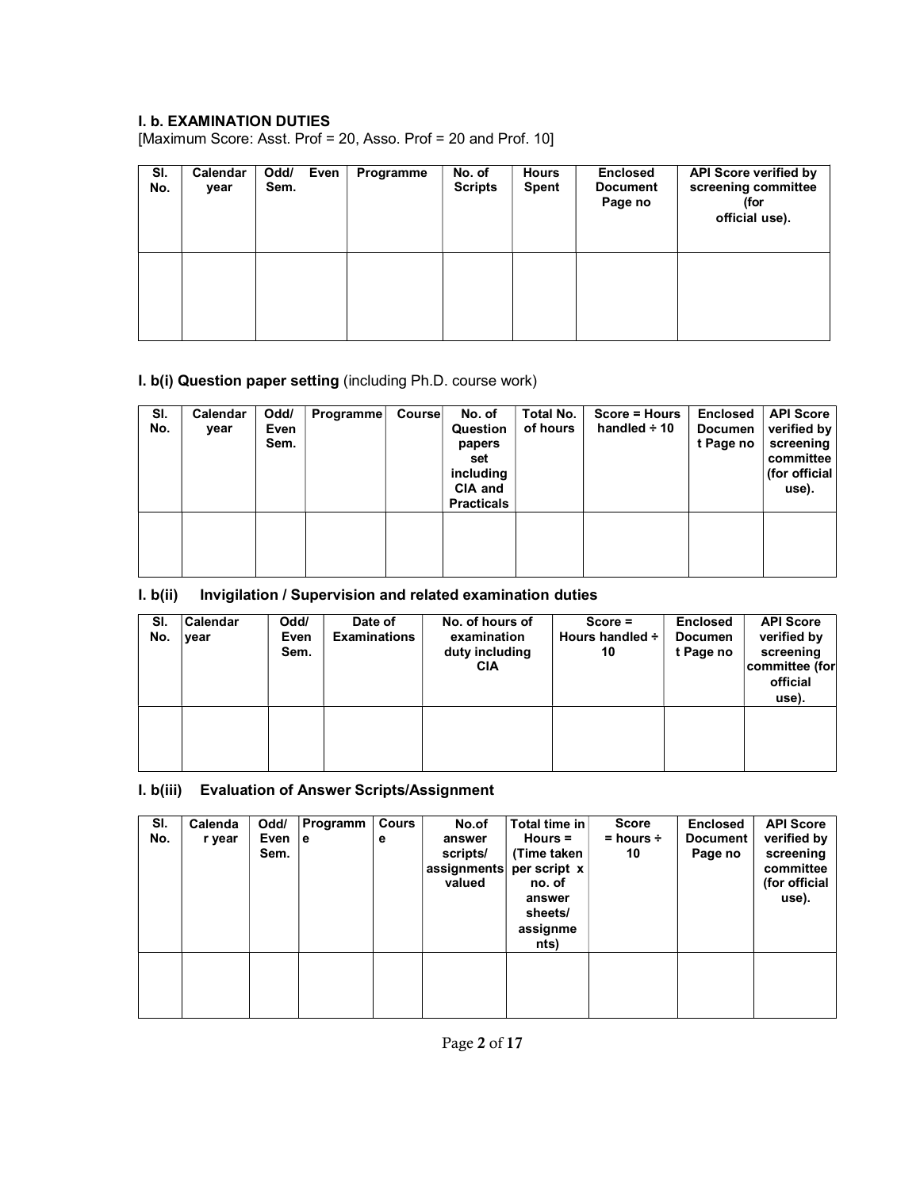**I. b. EXAMINATION DUTIES**

[Maximum Score: Asst. Prof = 20, Asso. Prof = 20 and Prof. 10]

| Sl. No. | Calendar year | Odd/ Even Sem. | Programme | No. of Scripts | Hours Spent | Enclosed Document Page no | API Score verified by screening committee (for official use). |
|---|---|---|---|---|---|---|---|
| | | | | | | | |

**I. b(i) Question paper setting** (including Ph.D. course work)

| Sl. No. | Calendar year | Odd/ Even Sem. | Programme | Course | No. of Question papers set including CIA and Practicals | Total No. of hours | Score = Hours handled ÷ 10 | Enclosed Document Page no | API Score verified by screening committee (for official use). |
|---|---|---|---|---|---|---|---|---|---|
| | | | | | | | | | |

**I. b(ii) Invigilation / Supervision and related examination duties**

| Sl. No. | Calendar year | Odd/ Even Sem. | Date of Examinations | No. of hours of examination duty including CIA | Score = Hours handled ÷ 10 | Enclosed Document Page no | API Score verified by screening committee (for official use). |
|---|---|---|---|---|---|---|---|
| | | | | | | | |

**I. b(iii) Evaluation of Answer Scripts/Assignment**

| Sl. No. | Calendar year | Odd/ Even Sem. | Programme | Course | No.of answer scripts/ assignments valued | Total time in Hours = (Time taken per script x no. of answer sheets/ assignments) | Score = hours ÷ 10 | Enclosed Document Page no | API Score verified by screening committee (for official use). |
|---|---|---|---|---|---|---|---|---|---|
| | | | | | | | | | |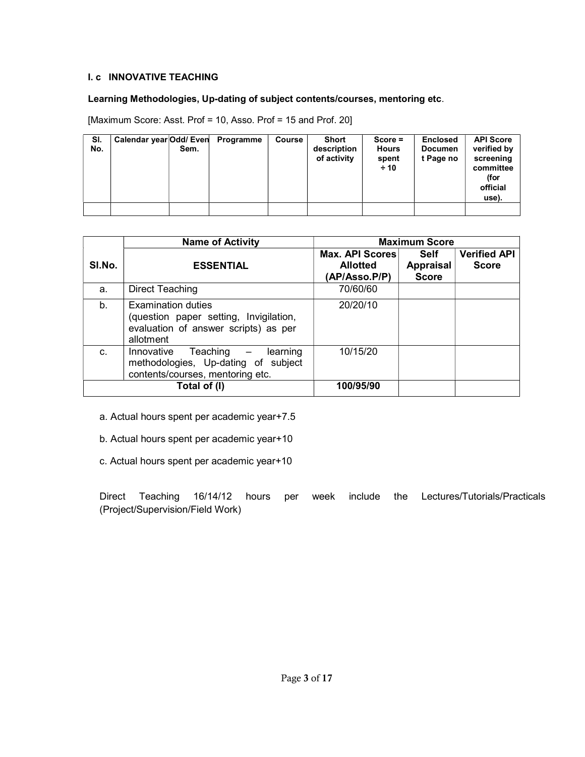**I. c INNOVATIVE TEACHING**

**Learning Methodologies, Up-dating of subject contents/courses, mentoring etc**.

[Maximum Score: Asst. Prof = 10, Asso. Prof = 15 and Prof. 20]

| Sl. No. | Calendar year | Odd/ Even Sem. | Programme | Course | Short description of activity | Score = Hours spent ÷ 10 | Enclosed Document Page no | API Score verified by screening committee (for official use). |
|---|---|---|---|---|---|---|---|---|
| | | | | | | | | |

| | Name of Activity | Maximum Score | | |
|---|---|---|---|---|
| Sl.No. | **ESSENTIAL** | **Max. API Scores Allotted (AP/Asso.P/P)** | **Self Appraisal Score** | **Verified API Score** |
| a. | Direct Teaching | 70/60/60 | | |
| b. | Examination duties (question paper setting, Invigilation, evaluation of answer scripts) as per allotment | 20/20/10 | | |
| c. | Innovative Teaching – learning methodologies, Up-dating of subject contents/courses, mentoring etc. | 10/15/20 | | |
| **Total of (I)** | | **100/95/90** | | |

a. Actual hours spent per academic year+7.5

b. Actual hours spent per academic year+10

c. Actual hours spent per academic year+10

Direct Teaching 16/14/12 hours per week include the Lectures/Tutorials/Practicals (Project/Supervision/Field Work)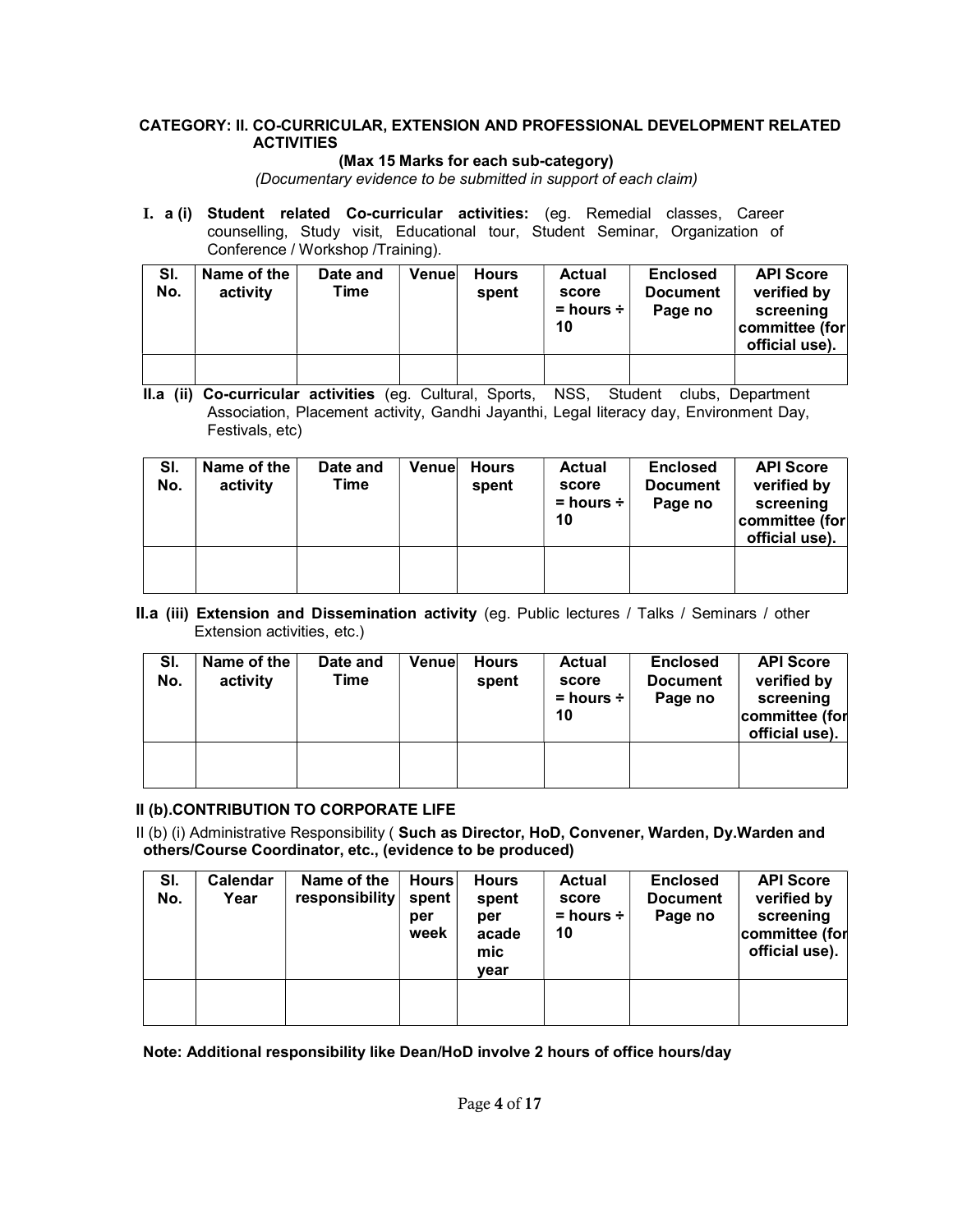**CATEGORY: II. CO-CURRICULAR, EXTENSION AND PROFESSIONAL DEVELOPMENT RELATED ACTIVITIES**

**(Max 15 Marks for each sub-category)**

*(Documentary evidence to be submitted in support of each claim)*

**I. a (i) Student related Co-curricular activities:** (eg. Remedial classes, Career counselling, Study visit, Educational tour, Student Seminar, Organization of Conference / Workshop /Training).

| Sl. No. | Name of the activity | Date and Time | Venue | Hours spent | Actual score = hours ÷ 10 | Enclosed Document Page no | API Score verified by screening committee (for official use). |
|---|---|---|---|---|---|---|---|
| | | | | | | | |

**II.a (ii) Co-curricular activities** (eg. Cultural, Sports, NSS, Student clubs, Department Association, Placement activity, Gandhi Jayanthi, Legal literacy day, Environment Day, Festivals, etc)

| Sl. No. | Name of the activity | Date and Time | Venue | Hours spent | Actual score = hours ÷ 10 | Enclosed Document Page no | API Score verified by screening committee (for official use). |
|---|---|---|---|---|---|---|---|
| | | | | | | | |

**II.a (iii) Extension and Dissemination activity** (eg. Public lectures / Talks / Seminars / other Extension activities, etc.)

| Sl. No. | Name of the activity | Date and Time | Venue | Hours spent | Actual score = hours ÷ 10 | Enclosed Document Page no | API Score verified by screening committee (for official use). |
|---|---|---|---|---|---|---|---|
| | | | | | | | |

**II (b).CONTRIBUTION TO CORPORATE LIFE**

II (b) (i) Administrative Responsibility ( **Such as Director, HoD, Convener, Warden, Dy.Warden and others/Course Coordinator, etc., (evidence to be produced)**

| Sl. No. | Calendar Year | Name of the responsibility | Hours spent per week | Hours spent per academic year | Actual score = hours ÷ 10 | Enclosed Document Page no | API Score verified by screening committee (for official use). |
|---|---|---|---|---|---|---|---|
| | | | | | | | |

**Note: Additional responsibility like Dean/HoD involve 2 hours of office hours/day**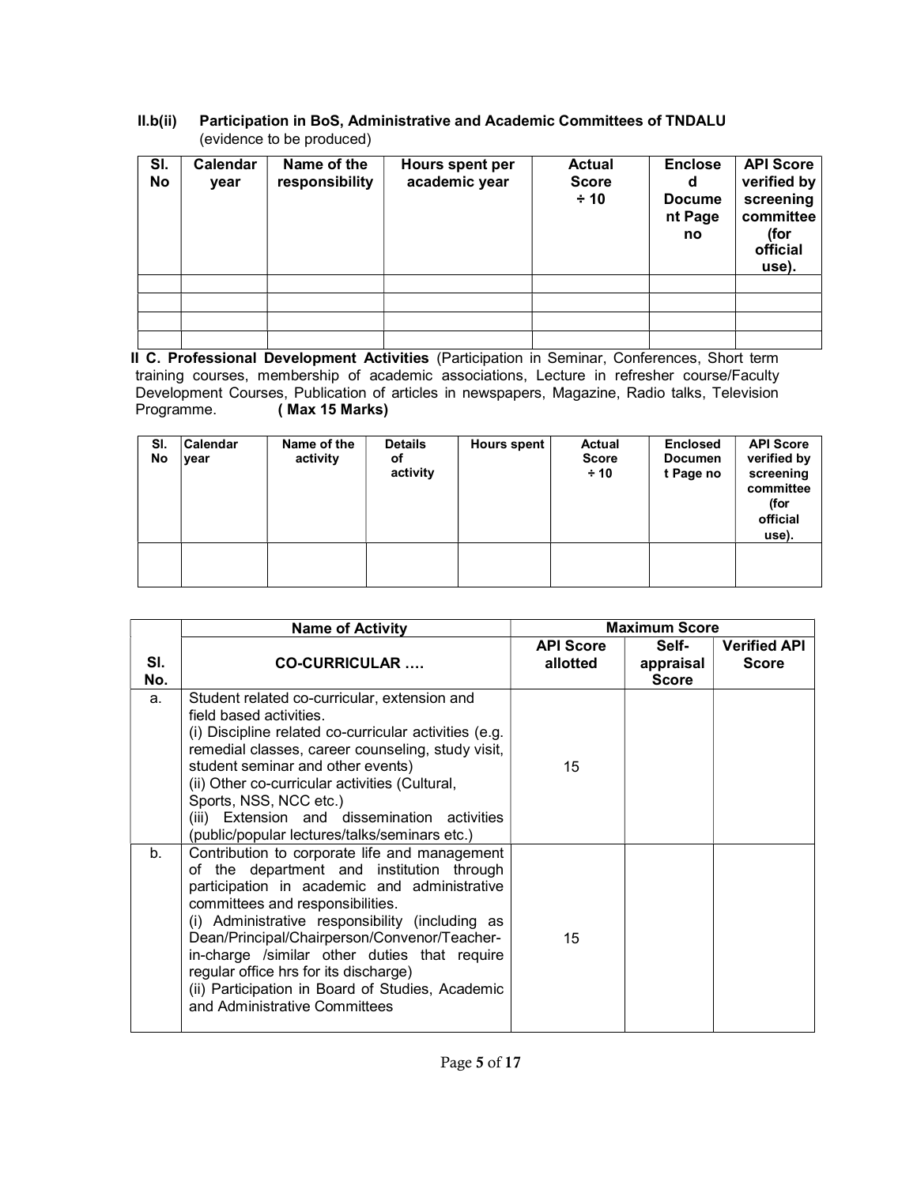**II.b(ii) Participation in BoS, Administrative and Academic Committees of TNDALU**
(evidence to be produced)

| Sl. No | Calendar year | Name of the responsibility | Hours spent per academic year | Actual Score ÷ 10 | Enclosed Document Page no | API Score verified by screening committee (for official use). |
|---|---|---|---|---|---|---|
| | | | | | | |
| | | | | | | |
| | | | | | | |
| | | | | | | |

**II C. Professional Development Activities** (Participation in Seminar, Conferences, Short term training courses, membership of academic associations, Lecture in refresher course/Faculty Development Courses, Publication of articles in newspapers, Magazine, Radio talks, Television Programme. **( Max 15 Marks)**

| Sl. No | Calendar year | Name of the activity | Details of activity | Hours spent | Actual Score ÷ 10 | Enclosed Document Page no | API Score verified by screening committee (for official use). |
|---|---|---|---|---|---|---|---|
| | | | | | | | |

| Sl. No. | Name of Activity | Maximum Score | | |
|---|---|---|---|---|
| | **CO-CURRICULAR ….** | **API Score allotted** | **Self-appraisal Score** | **Verified API Score** |
| a. | Student related co-curricular, extension and field based activities.<br>(i) Discipline related co-curricular activities (e.g. remedial classes, career counseling, study visit, student seminar and other events)<br>(ii) Other co-curricular activities (Cultural, Sports, NSS, NCC etc.)<br>(iii) Extension and dissemination activities (public/popular lectures/talks/seminars etc.) | 15 | | |
| b. | Contribution to corporate life and management of the department and institution through participation in academic and administrative committees and responsibilities.<br>(i) Administrative responsibility (including as Dean/Principal/Chairperson/Convenor/Teacher-in-charge /similar other duties that require regular office hrs for its discharge)<br>(ii) Participation in Board of Studies, Academic and Administrative Committees | 15 | | |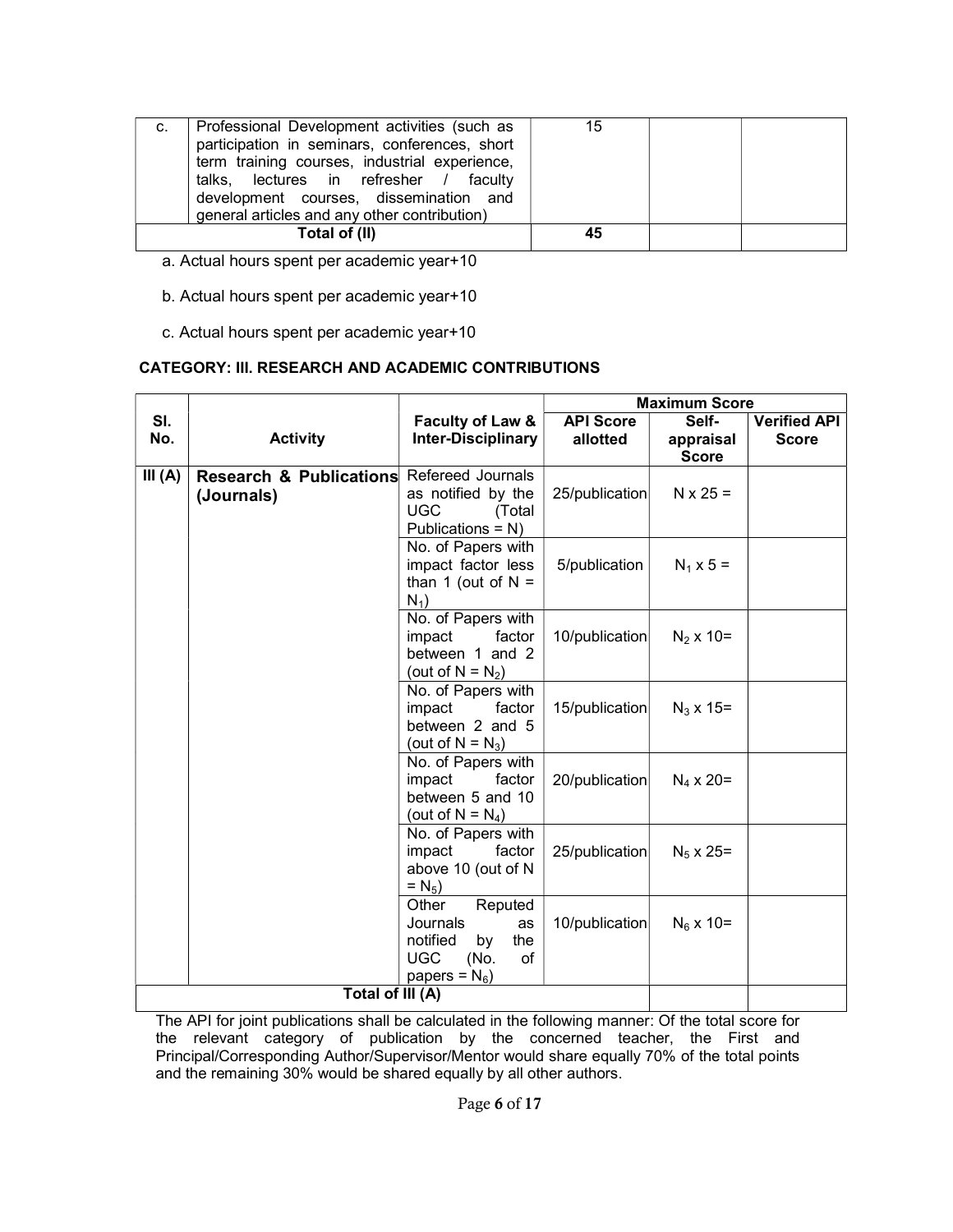| c. | Professional Development activities (such as participation in seminars, conferences, short term training courses, industrial experience, talks, lectures in refresher / faculty development courses, dissemination and general articles and any other contribution) | 15 | | |
|---|---|---|---|---|
| | **Total of (II)** | **45** | | |

a. Actual hours spent per academic year+10

b. Actual hours spent per academic year+10

c. Actual hours spent per academic year+10

### CATEGORY: III. RESEARCH AND ACADEMIC CONTRIBUTIONS

| Sl. No. | Activity | Faculty of Law & Inter-Disciplinary | Maximum Score | | |
|---|---|---|---|---|---|
| | | | **API Score allotted** | **Self-appraisal Score** | **Verified API Score** |
| **III (A)** | **Research & Publications (Journals)** | Refereed Journals as notified by the UGC (Total Publications = N) | 25/publication | N x 25 = | |
| | | No. of Papers with impact factor less than 1 (out of N = $N_1$) | 5/publication | $N_1$ x 5 = | |
| | | No. of Papers with impact factor between 1 and 2 (out of N = $N_2$) | 10/publication | $N_2$ x 10= | |
| | | No. of Papers with impact factor between 2 and 5 (out of N = $N_3$) | 15/publication | $N_3$ x 15= | |
| | | No. of Papers with impact factor between 5 and 10 (out of N = $N_4$) | 20/publication | $N_4$ x 20= | |
| | | No. of Papers with impact factor above 10 (out of N = $N_5$) | 25/publication | $N_5$ x 25= | |
| | | Other Reputed Journals as notified by the UGC (No. of papers = $N_6$) | 10/publication | $N_6$ x 10= | |
| | **Total of III (A)** | | | | |

The API for joint publications shall be calculated in the following manner: Of the total score for the relevant category of publication by the concerned teacher, the First and Principal/Corresponding Author/Supervisor/Mentor would share equally 70% of the total points and the remaining 30% would be shared equally by all other authors.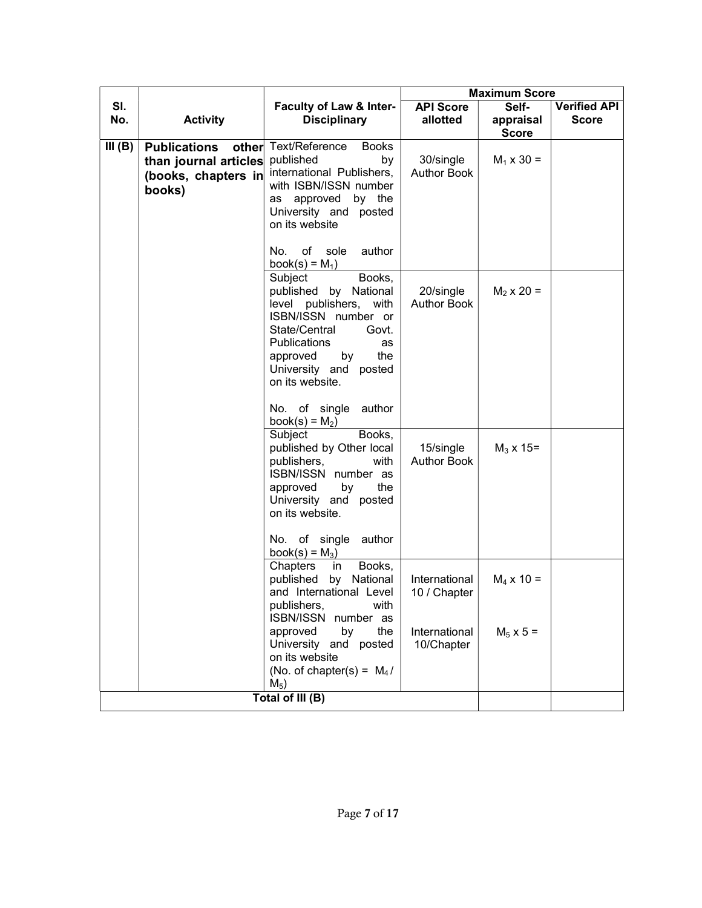| Sl. No. | Activity | Faculty of Law & Inter-Disciplinary | Maximum Score | | |
|---|---|---|---|---|---|
| | | | API Score allotted | Self-appraisal Score | Verified API Score |
| III (B) | **Publications other than journal articles (books, chapters in books)** | Text/Reference Books published by international Publishers, with ISBN/ISSN number as approved by the University and posted on its website<br><br>No. of sole author book(s) = $M_1$) | 30/single Author Book | $M_1$ x 30 = | |
| | | Subject Books, published by National level publishers, with ISBN/ISSN number or State/Central Govt. Publications as approved by the University and posted on its website.<br><br>No. of single author book(s) = $M_2$) | 20/single Author Book | $M_2$ x 20 = | |
| | | Subject Books, published by Other local publishers, with ISBN/ISSN number as approved by the University and posted on its website.<br><br>No. of single author book(s) = $M_3$) | 15/single Author Book | $M_3$ x 15= | |
| | | Chapters in Books, published by National and International Level publishers, with ISBN/ISSN number as approved by the University and posted on its website<br>(No. of chapter(s) = $M_4$ / $M_5$) | International 10 / Chapter<br><br>International 10/Chapter | $M_4$ x 10 =<br><br>$M_5$ x 5 = | |
| **Total of III (B)** | | | | | |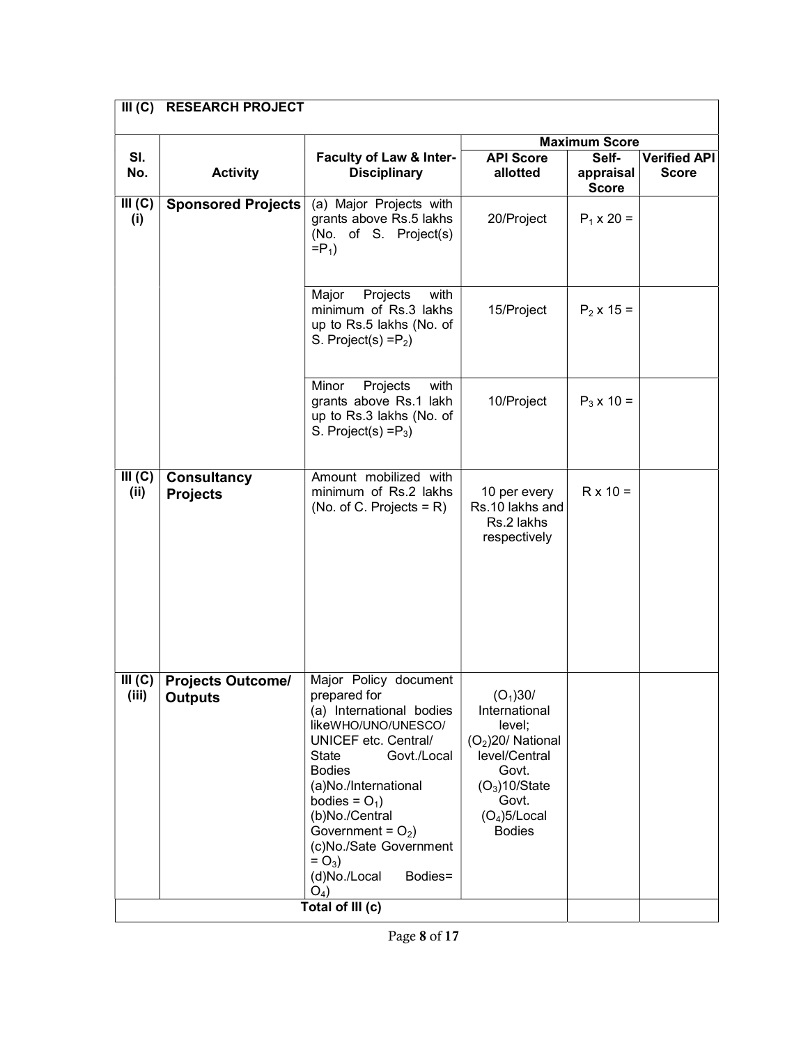| III (C) | RESEARCH PROJECT | | | | |
|---|---|---|---|---|---|
| | | | **Maximum Score** | | |
| **Sl. No.** | **Activity** | **Faculty of Law & Inter-Disciplinary** | **API Score allotted** | **Self-appraisal Score** | **Verified API Score** |
| **III (C) (i)** | **Sponsored Projects** | (a) Major Projects with grants above Rs.5 lakhs (No. of S. Project(s) $=P_1$) | 20/Project | $P_1 \times 20 =$ | |
| | | Major Projects with minimum of Rs.3 lakhs up to Rs.5 lakhs (No. of S. Project(s) $=P_2$) | 15/Project | $P_2 \times 15 =$ | |
| | | Minor Projects with grants above Rs.1 lakh up to Rs.3 lakhs (No. of S. Project(s) $=P_3$) | 10/Project | $P_3 \times 10 =$ | |
| **III (C) (ii)** | **Consultancy Projects** | Amount mobilized with minimum of Rs.2 lakhs (No. of C. Projects = R) | 10 per every Rs.10 lakhs and Rs.2 lakhs respectively | $R \times 10 =$ | |
| **III (C) (iii)** | **Projects Outcome/ Outputs** | Major Policy document prepared for (a) International bodies likeWHO/UNO/UNESCO/ UNICEF etc. Central/ State Govt./Local Bodies (a)No./International bodies = $O_1$) (b)No./Central Government = $O_2$) (c)No./Sate Government = $O_3$) (d)No./Local Bodies= $O_4$) | ($O_1$)30/ International level; ($O_2$)20/ National level/Central Govt. ($O_3$)10/State Govt. ($O_4$)5/Local Bodies | | |
| | | **Total of III (c)** | | | |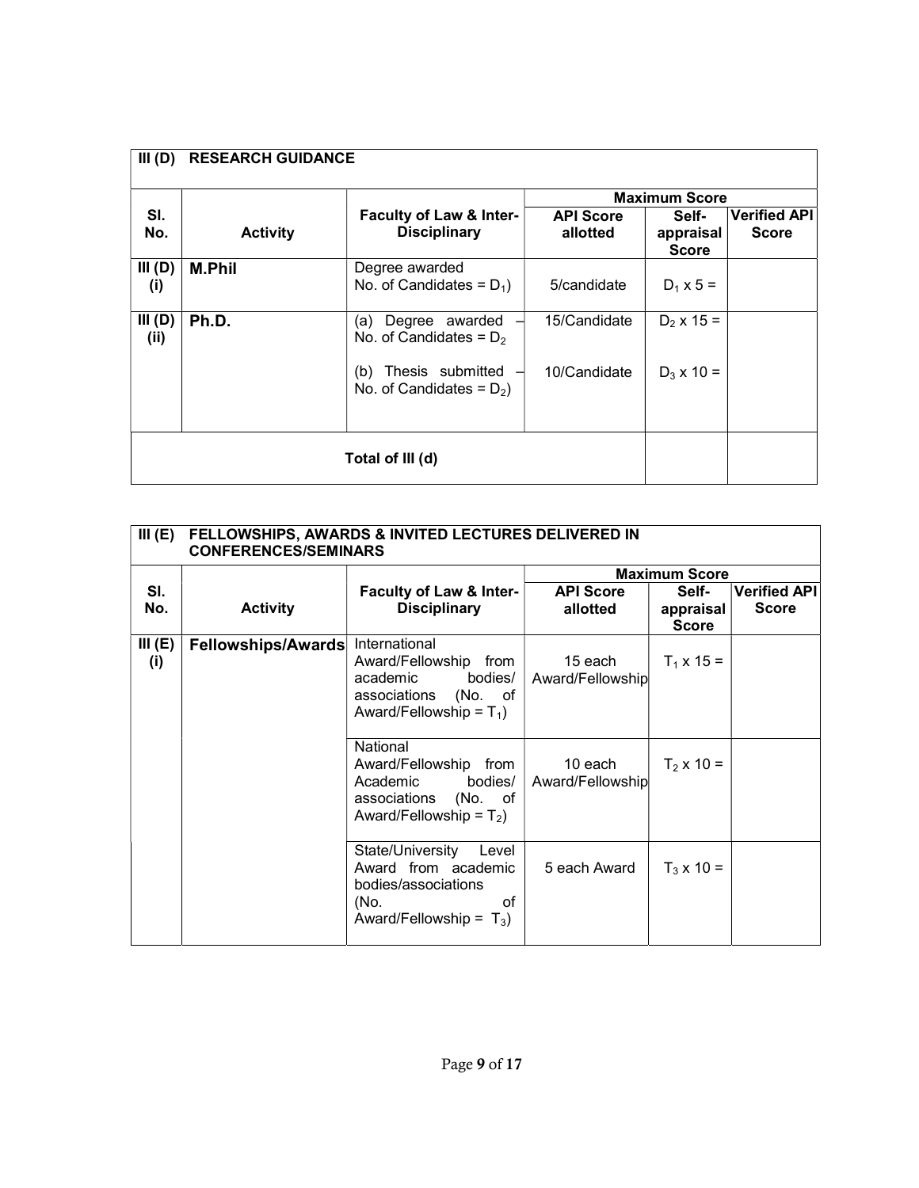| III (D) | RESEARCH GUIDANCE | | | | |
|---|---|---|---|---|---|
| | | | Maximum Score | | |
| Sl. No. | Activity | Faculty of Law & Inter-Disciplinary | API Score allotted | Self-appraisal Score | Verified API Score |
| III (D) (i) | **M.Phil** | Degree awarded No. of Candidates = $D_1$) | 5/candidate | $D_1$ x 5 = | |
| III (D) (ii) | **Ph.D.** | (a) Degree awarded – No. of Candidates = $D_2$ | 15/Candidate | $D_2$ x 15 = | |
| | | (b) Thesis submitted – No. of Candidates = $D_2$) | 10/Candidate | $D_3$ x 10 = | |
| **Total of III (d)** | | | | | |

| III (E) | FELLOWSHIPS, AWARDS & INVITED LECTURES DELIVERED IN CONFERENCES/SEMINARS | | | | |
|---|---|---|---|---|---|
| | | | Maximum Score | | |
| Sl. No. | Activity | Faculty of Law & Inter-Disciplinary | API Score allotted | Self-appraisal Score | Verified API Score |
| III (E) (i) | **Fellowships/Awards** | International Award/Fellowship from academic bodies/ associations (No. of Award/Fellowship = $T_1$) | 15 each Award/Fellowship | $T_1$ x 15 = | |
| | | National Award/Fellowship from Academic bodies/ associations (No. of Award/Fellowship = $T_2$) | 10 each Award/Fellowship | $T_2$ x 10 = | |
| | | State/University Level Award from academic bodies/associations (No. of Award/Fellowship = $T_3$) | 5 each Award | $T_3$ x 10 = | |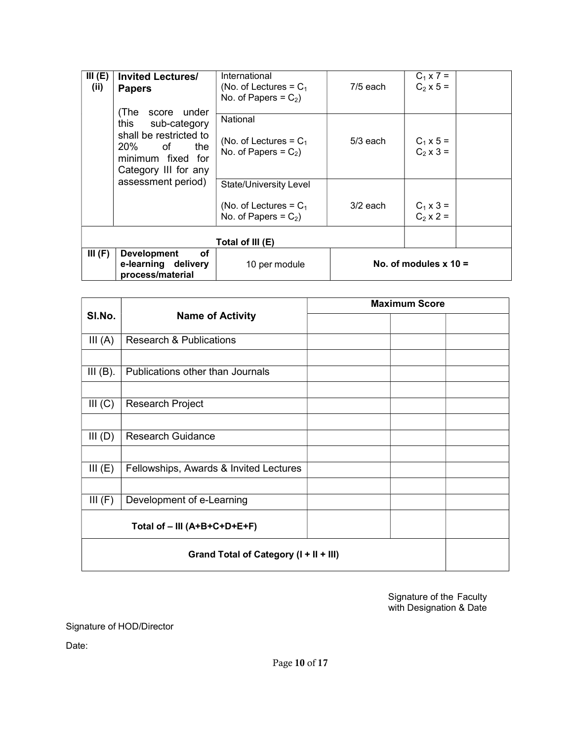| III (E) (ii) | **Invited Lectures/ Papers** (The score under this sub-category shall be restricted to 20% of the minimum fixed for Category III for any assessment period) | International (No. of Lectures = $C_1$ No. of Papers = $C_2$) | 7/5 each | $C_1$ x 7 = $C_2$ x 5 = | |
|---|---|---|---|---|---|
| | | National (No. of Lectures = $C_1$ No. of Papers = $C_2$) | 5/3 each | $C_1$ x 5 = $C_2$ x 3 = | |
| | | State/University Level (No. of Lectures = $C_1$ No. of Papers = $C_2$) | 3/2 each | $C_1$ x 3 = $C_2$ x 2 = | |
| **Total of III (E)** | | | | | |
| **III (F)** | **Development of e-learning delivery process/material** | 10 per module | **No. of modules x 10 =** | | |

| Sl.No. | Name of Activity | Maximum Score | | |
|---|---|---|---|---|
| | | | | |
| III (A) | Research & Publications | | | |
| | | | | |
| III (B). | Publications other than Journals | | | |
| | | | | |
| III (C) | Research Project | | | |
| | | | | |
| III (D) | Research Guidance | | | |
| | | | | |
| III (E) | Fellowships, Awards & Invited Lectures | | | |
| | | | | |
| III (F) | Development of e-Learning | | | |
| **Total of – III (A+B+C+D+E+F)** | | | | |
| **Grand Total of Category (I + II + III)** | | | | |

Signature of the Faculty
with Designation & Date

Signature of HOD/Director

Date: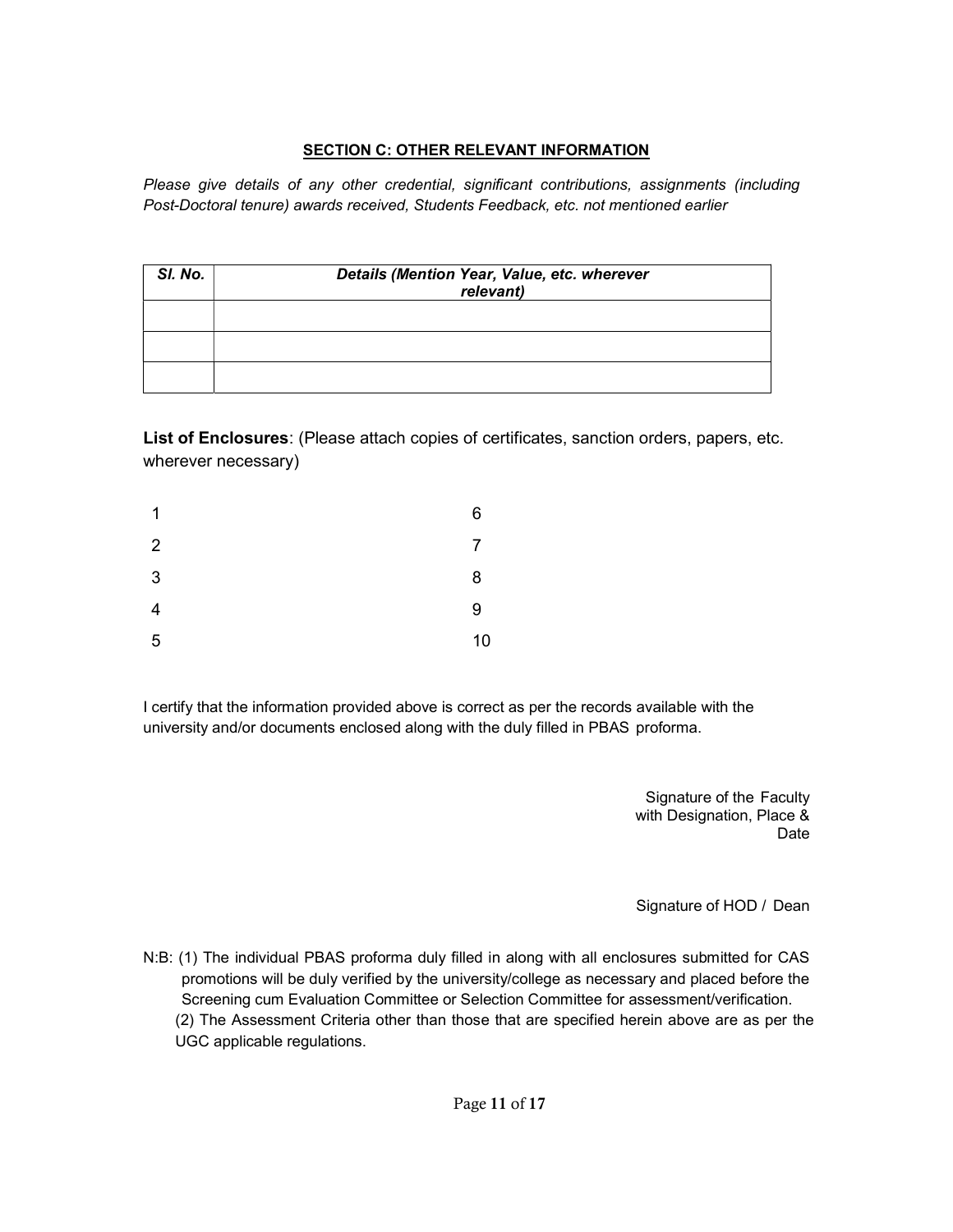## SECTION C: OTHER RELEVANT INFORMATION

*Please give details of any other credential, significant contributions, assignments (including Post-Doctoral tenure) awards received, Students Feedback, etc. not mentioned earlier*

| *Sl. No.* | *Details (Mention Year, Value, etc. wherever relevant)* |
|---|---|
| | |
| | |
| | |

**List of Enclosures**: (Please attach copies of certificates, sanction orders, papers, etc. wherever necessary)

1
2
3
4
5
6
7
8
9
10

I certify that the information provided above is correct as per the records available with the university and/or documents enclosed along with the duly filled in PBAS proforma.

Signature of the Faculty
with Designation, Place &
Date

Signature of HOD / Dean

N:B: (1) The individual PBAS proforma duly filled in along with all enclosures submitted for CAS promotions will be duly verified by the university/college as necessary and placed before the Screening cum Evaluation Committee or Selection Committee for assessment/verification.
(2) The Assessment Criteria other than those that are specified herein above are as per the UGC applicable regulations.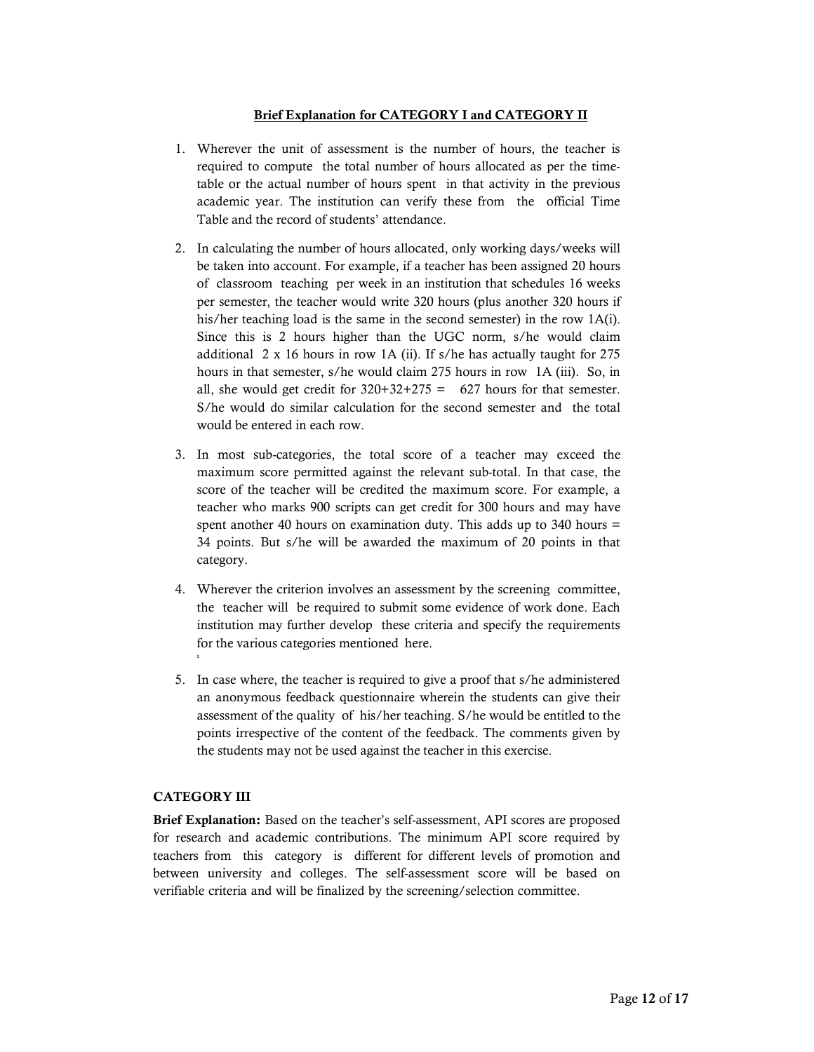## Brief Explanation for CATEGORY I and CATEGORY II

1. Wherever the unit of assessment is the number of hours, the teacher is required to compute the total number of hours allocated as per the time-table or the actual number of hours spent in that activity in the previous academic year. The institution can verify these from the official Time Table and the record of students' attendance.

2. In calculating the number of hours allocated, only working days/weeks will be taken into account. For example, if a teacher has been assigned 20 hours of classroom teaching per week in an institution that schedules 16 weeks per semester, the teacher would write 320 hours (plus another 320 hours if his/her teaching load is the same in the second semester) in the row 1A(i). Since this is 2 hours higher than the UGC norm, s/he would claim additional 2 x 16 hours in row 1A (ii). If s/he has actually taught for 275 hours in that semester, s/he would claim 275 hours in row 1A (iii). So, in all, she would get credit for 320+32+275 = 627 hours for that semester. S/he would do similar calculation for the second semester and the total would be entered in each row.

3. In most sub-categories, the total score of a teacher may exceed the maximum score permitted against the relevant sub-total. In that case, the score of the teacher will be credited the maximum score. For example, a teacher who marks 900 scripts can get credit for 300 hours and may have spent another 40 hours on examination duty. This adds up to 340 hours = 34 points. But s/he will be awarded the maximum of 20 points in that category.

4. Wherever the criterion involves an assessment by the screening committee, the teacher will be required to submit some evidence of work done. Each institution may further develop these criteria and specify the requirements for the various categories mentioned here.

5. In case where, the teacher is required to give a proof that s/he administered an anonymous feedback questionnaire wherein the students can give their assessment of the quality of his/her teaching. S/he would be entitled to the points irrespective of the content of the feedback. The comments given by the students may not be used against the teacher in this exercise.

### CATEGORY III

**Brief Explanation:** Based on the teacher's self-assessment, API scores are proposed for research and academic contributions. The minimum API score required by teachers from this category is different for different levels of promotion and between university and colleges. The self-assessment score will be based on verifiable criteria and will be finalized by the screening/selection committee.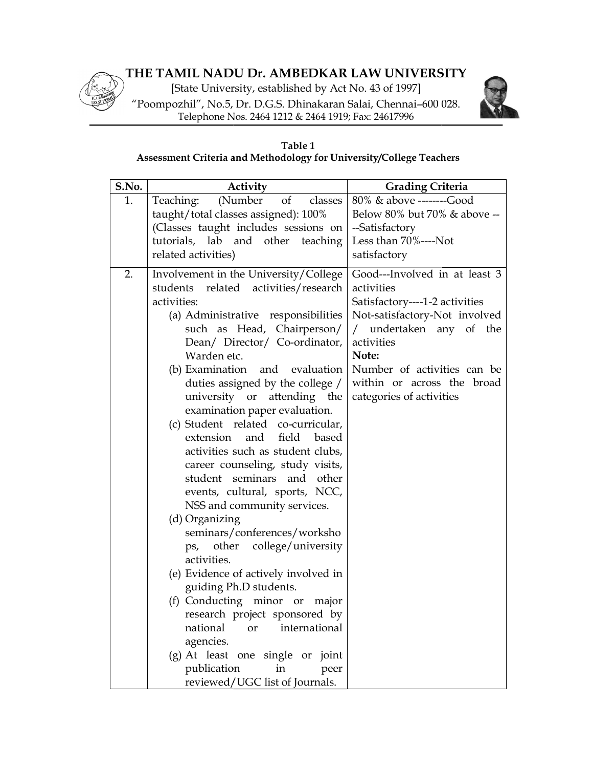# THE TAMIL NADU Dr. AMBEDKAR LAW UNIVERSITY

[State University, established by Act No. 43 of 1997]

"Poompozhil", No.5, Dr. D.G.S. Dhinakaran Salai, Chennai–600 028.

Telephone Nos. 2464 1212 & 2464 1919; Fax: 24617996

**Table 1**
**Assessment Criteria and Methodology for University/College Teachers**

| S.No. | Activity | Grading Criteria |
|---|---|---|
| 1. | Teaching: (Number of classes taught/total classes assigned): 100% (Classes taught includes sessions on tutorials, lab and other teaching related activities) | 80% & above --------Good<br>Below 80% but 70% & above ----Satisfactory<br>Less than 70%----Not satisfactory |
| 2. | Involvement in the University/College students related activities/research activities:<br>(a) Administrative responsibilities such as Head, Chairperson/ Dean/ Director/ Co-ordinator, Warden etc.<br>(b) Examination and evaluation duties assigned by the college / university or attending the examination paper evaluation.<br>(c) Student related co-curricular, extension and field based activities such as student clubs, career counseling, study visits, student seminars and other events, cultural, sports, NCC, NSS and community services.<br>(d) Organizing seminars/conferences/workshops, other college/university activities.<br>(e) Evidence of actively involved in guiding Ph.D students.<br>(f) Conducting minor or major research project sponsored by national or international agencies.<br>(g) At least one single or joint publication in peer reviewed/UGC list of Journals. | Good---Involved in at least 3 activities<br>Satisfactory----1-2 activities<br>Not-satisfactory-Not involved / undertaken any of the activities<br>**Note:**<br>Number of activities can be within or across the broad categories of activities |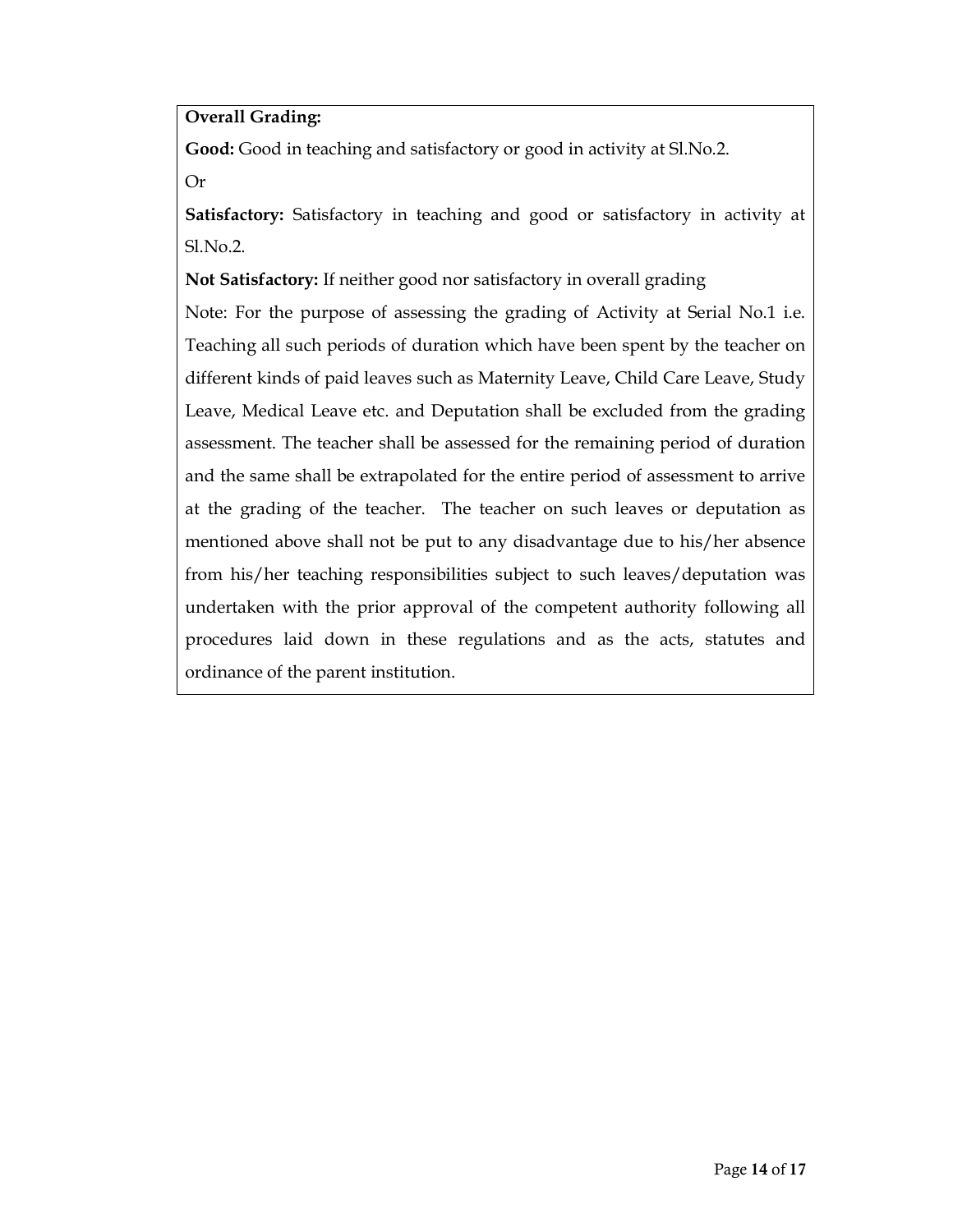**Overall Grading:**

**Good:** Good in teaching and satisfactory or good in activity at Sl.No.2.

Or

**Satisfactory:** Satisfactory in teaching and good or satisfactory in activity at Sl.No.2.

**Not Satisfactory:** If neither good nor satisfactory in overall grading

Note: For the purpose of assessing the grading of Activity at Serial No.1 i.e. Teaching all such periods of duration which have been spent by the teacher on different kinds of paid leaves such as Maternity Leave, Child Care Leave, Study Leave, Medical Leave etc. and Deputation shall be excluded from the grading assessment. The teacher shall be assessed for the remaining period of duration and the same shall be extrapolated for the entire period of assessment to arrive at the grading of the teacher. The teacher on such leaves or deputation as mentioned above shall not be put to any disadvantage due to his/her absence from his/her teaching responsibilities subject to such leaves/deputation was undertaken with the prior approval of the competent authority following all procedures laid down in these regulations and as the acts, statutes and ordinance of the parent institution.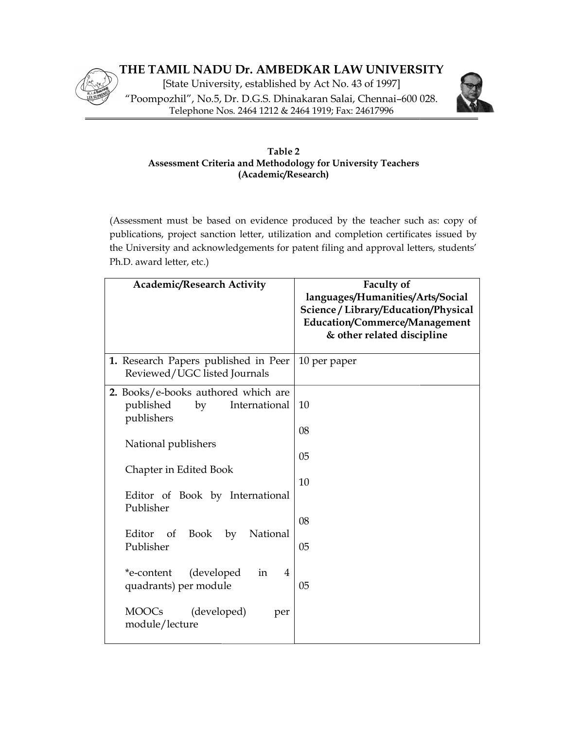# THE TAMIL NADU Dr. AMBEDKAR LAW UNIVERSITY

[State University, established by Act No. 43 of 1997]

"Poompozhil", No.5, Dr. D.G.S. Dhinakaran Salai, Chennai–600 028.

Telephone Nos. 2464 1212 & 2464 1919; Fax: 24617996

**Table 2**
**Assessment Criteria and Methodology for University Teachers (Academic/Research)**

(Assessment must be based on evidence produced by the teacher such as: copy of publications, project sanction letter, utilization and completion certificates issued by the University and acknowledgements for patent filing and approval letters, students' Ph.D. award letter, etc.)

| Academic/Research Activity | Faculty of languages/Humanities/Arts/Social Science / Library/Education/Physical Education/Commerce/Management & other related discipline |
|---|---|
| **1.** Research Papers published in Peer Reviewed/UGC listed Journals | 10 per paper |
| **2.** Books/e-books authored which are published by International publishers | 10 |
| National publishers | 08 |
| Chapter in Edited Book | 05 |
| Editor of Book by International Publisher | 10 |
| Editor of Book by National Publisher | 08 |
| *e-content (developed in 4 quadrants) per module | 05 |
| MOOCs (developed) per module/lecture | 05 |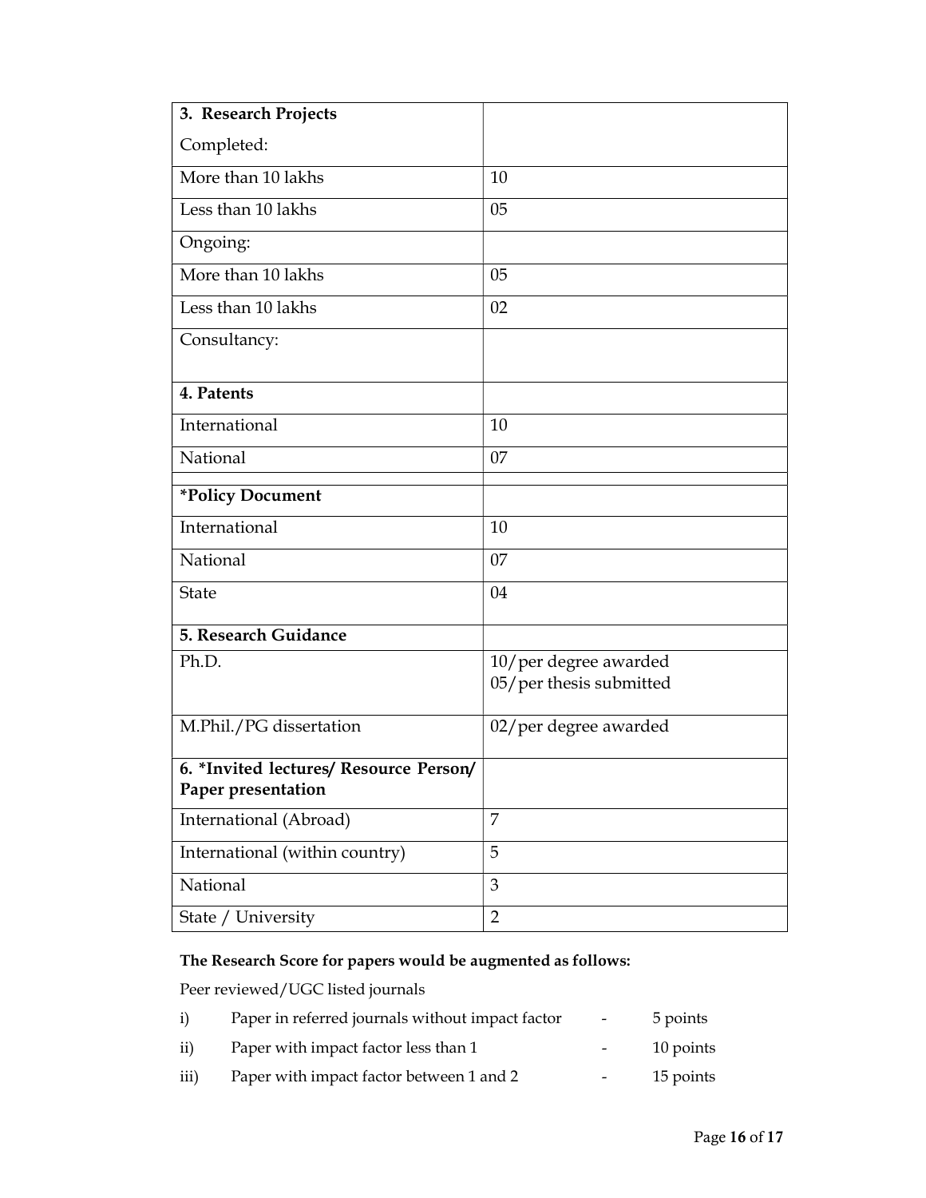| **3. Research Projects**<br>Completed: | |
|---|---|
| More than 10 lakhs | 10 |
| Less than 10 lakhs | 05 |
| Ongoing: | |
| More than 10 lakhs | 05 |
| Less than 10 lakhs | 02 |
| Consultancy: | |
| **4. Patents** | |
| International | 10 |
| National | 07 |
| **\*Policy Document** | |
| International | 10 |
| National | 07 |
| State | 04 |
| **5. Research Guidance** | |
| Ph.D. | 10/per degree awarded<br>05/per thesis submitted |
| M.Phil./PG dissertation | 02/per degree awarded |
| **6. \*Invited lectures/ Resource Person/ Paper presentation** | |
| International (Abroad) | 7 |
| International (within country) | 5 |
| National | 3 |
| State / University | 2 |

**The Research Score for papers would be augmented as follows:**

Peer reviewed/UGC listed journals

i) Paper in referred journals without impact factor - 5 points

ii) Paper with impact factor less than 1 - 10 points

iii) Paper with impact factor between 1 and 2 - 15 points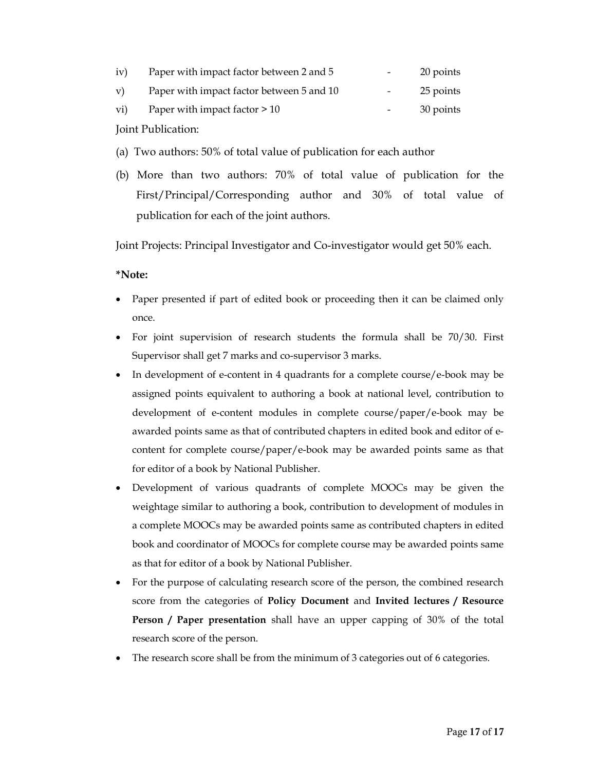iv) Paper with impact factor between 2 and 5 - 20 points

v) Paper with impact factor between 5 and 10 - 25 points

vi) Paper with impact factor > 10 - 30 points

Joint Publication:

(a) Two authors: 50% of total value of publication for each author

(b) More than two authors: 70% of total value of publication for the First/Principal/Corresponding author and 30% of total value of publication for each of the joint authors.

Joint Projects: Principal Investigator and Co-investigator would get 50% each.

**\*Note:**

- Paper presented if part of edited book or proceeding then it can be claimed only once.
- For joint supervision of research students the formula shall be 70/30. First Supervisor shall get 7 marks and co-supervisor 3 marks.
- In development of e-content in 4 quadrants for a complete course/e-book may be assigned points equivalent to authoring a book at national level, contribution to development of e-content modules in complete course/paper/e-book may be awarded points same as that of contributed chapters in edited book and editor of e-content for complete course/paper/e-book may be awarded points same as that for editor of a book by National Publisher.
- Development of various quadrants of complete MOOCs may be given the weightage similar to authoring a book, contribution to development of modules in a complete MOOCs may be awarded points same as contributed chapters in edited book and coordinator of MOOCs for complete course may be awarded points same as that for editor of a book by National Publisher.
- For the purpose of calculating research score of the person, the combined research score from the categories of **Policy Document** and **Invited lectures / Resource Person / Paper presentation** shall have an upper capping of 30% of the total research score of the person.
- The research score shall be from the minimum of 3 categories out of 6 categories.